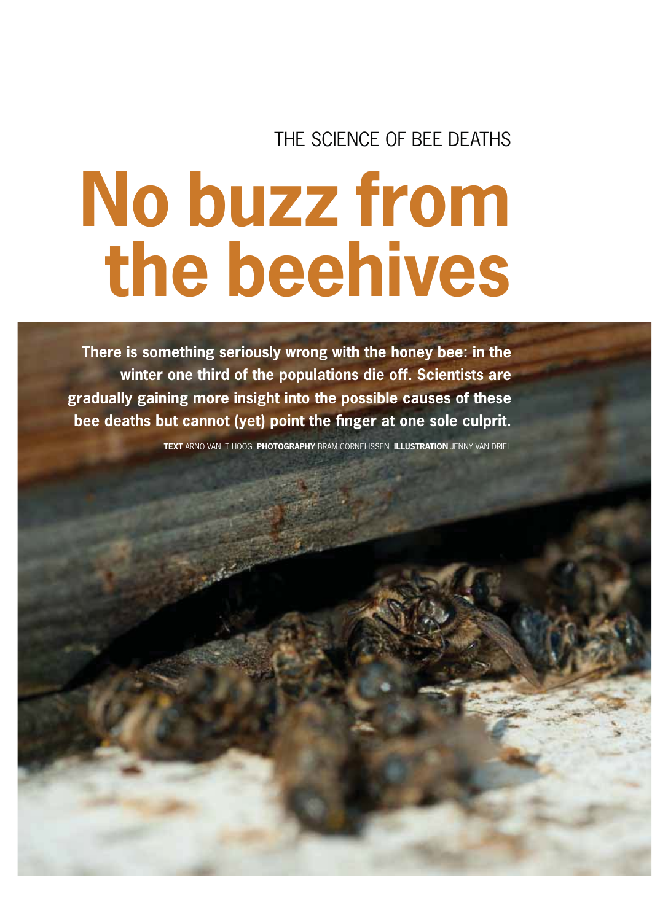THE SCIENCE OF BEE DEATHS

# No buzz from the beehives

**There is something seriously wrong with the honey bee: in the winter one third of the populations die off. Scientists are gradually gaining more insight into the possible causes of these bee deaths but cannot (yet) point the finger at one sole culprit.**

**TEXT** ARNO VAN 'T HOOG **PHOTOGRAPHY** BRAM CORNELISSEN **ILLUSTRATION** JENNY VAN DRIEL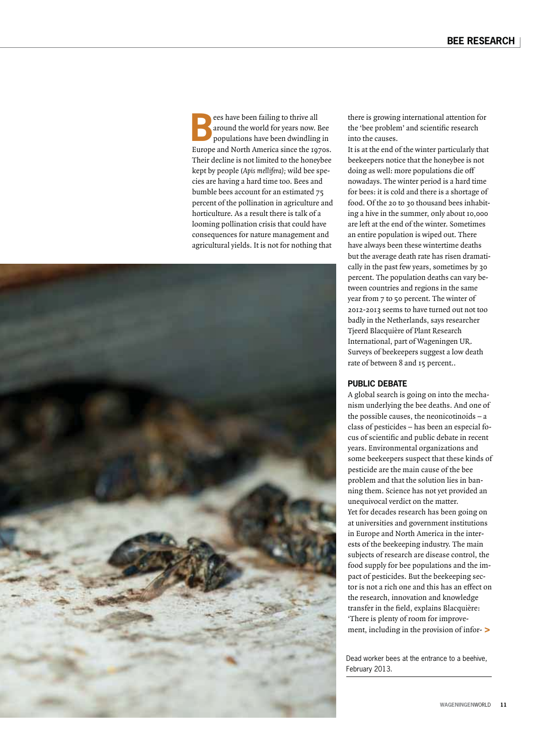Bees have been failing to thrive all around the world for years now. Bee populations have been dwindling in Europe and North America since the 1970s. Their decline is not limited to the honeybee kept by people (*Apis mellifera*); wild bee species are having a hard time too. Bees and bumble bees account for an estimated 75 percent of the pollination in agriculture and horticulture. As a result there is talk of a looming pollination crisis that could have consequences for nature management and agricultural yields. It is not for nothing that there is growing international attention for the 'bee problem' and scientific research into the causes.

It is at the end of the winter particularly that beekeepers notice that the honeybee is not doing as well: more populations die off nowadays. The winter period is a hard time for bees: it is cold and there is a shortage of food. Of the 20 to 30 thousand bees inhabiting a hive in the summer, only about 10,000 are left at the end of the winter. Sometimes an entire population is wiped out. There have always been these wintertime deaths but the average death rate has risen dramatically in the past few years, sometimes by 30 percent. The population deaths can vary between countries and regions in the same year from 7 to 50 percent. The winter of 2012-2013 seems to have turned out not too badly in the Netherlands, says researcher Tjeerd Blacquière of Plant Research International, part of Wageningen UR. Surveys of beekeepers suggest a low death rate of between 8 and 15 percent..

## PUBLIC DEBATE

A global search is going on into the mechanism underlying the bee deaths. And one of the possible causes, the neonicotinoids – a class of pesticides – has been an especial focus of scientific and public debate in recent years. Environmental organizations and some beekeepers suspect that these kinds of pesticide are the main cause of the bee problem and that the solution lies in banning them. Science has not yet provided an unequivocal verdict on the matter.

Yet for decades research has been going on at universities and government institutions in Europe and North America in the interests of the beekeeping industry. The main subjects of research are disease control, the food supply for bee populations and the impact of pesticides. But the beekeeping sector is not a rich one and this has an effect on the research, innovation and knowledge transfer in the field, explains Blacquière: 'There is plenty of room for improvement, including in the provision of infor- >

Dead worker bees at the entrance to a beehive, February 2013.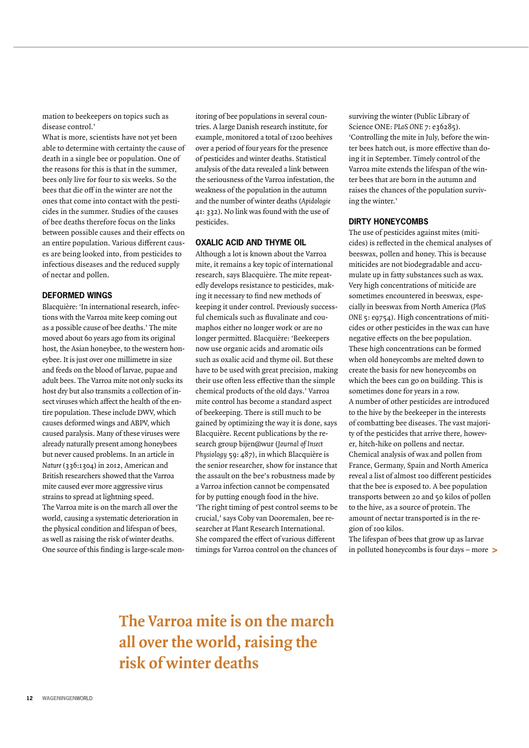mation to beekeepers on topics such as disease control.'

What is more, scientists have not yet been able to determine with certainty the cause of death in a single bee or population. One of the reasons for this is that in the summer, bees only live for four to six weeks. So the bees that die off in the winter are not the ones that come into contact with the pesticides in the summer. Studies of the causes of bee deaths therefore focus on the links between possible causes and their effects on an entire population. Various different causes are being looked into, from pesticides to infectious diseases and the reduced supply of nectar and pollen.

## DEFORMED WINGS

Blacquière: 'In international research, infections with the Varroa mite keep coming out as a possible cause of bee deaths.' The mite moved about 60 years ago from its original host, the Asian honeybee, to the western honeybee. It is just over one millimetre in size and feeds on the blood of larvae, pupae and adult bees. The Varroa mite not only sucks its host dry but also transmits a collection of insect viruses which affect the health of the entire population. These include DWV, which causes deformed wings and ABPV, which caused paralysis. Many of these viruses were already naturally present among honeybees but never caused problems. In an article in *Nature* (336:1304) in 2012, American and British researchers showed that the Varroa mite caused ever more aggressive virus strains to spread at lightning speed.

The Varroa mite is on the march all over the world, causing a systematic deterioration in the physical condition and lifespan of bees, as well as raising the risk of winter deaths. One source of this finding is large-scale monitoring of bee populations in several countries. A large Danish research institute, for example, monitored a total of 1200 beehives over a period of four years for the presence of pesticides and winter deaths. Statistical analysis of the data revealed a link between the seriousness of the Varroa infestation, the weakness of the population in the autumn and the number of winter deaths (*Apidologie* 41: 332). No link was found with the use of pesticides.

## OXALIC ACID AND THYME OIL

Although a lot is known about the Varroa mite, it remains a key topic of international research, says Blacquière. The mite repeatedly develops resistance to pesticides, making it necessary to find new methods of keeping it under control. Previously successful chemicals such as fluvalinate and coumaphos either no longer work or are no longer permitted. Blacquière: 'Beekeepers now use organic acids and aromatic oils such as oxalic acid and thyme oil. But these have to be used with great precision, making their use often less effective than the simple chemical products of the old days.' Varroa mite control has become a standard aspect of beekeeping. There is still much to be gained by optimizing the way it is done, says Blacquière. Recent publications by the research group bijen@wur (*Journal of Insect Physiology* 59: 487), in which Blacquière is the senior researcher, show for instance that the assault on the bee's robustness made by a Varroa infection cannot be compensated for by putting enough food in the hive.

'The right timing of pest control seems to be crucial,' says Coby van Dooremalen, bee researcher at Plant Research International. She compared the effect of various different timings for Varroa control on the chances of surviving the winter (Public Library of Science ONE: *PLoS ONE* 7: e36285). 'Controlling the mite in July, before the winter bees hatch out, is more effective than doing it in September. Timely control of the Varroa mite extends the lifespan of the winter bees that are born in the autumn and raises the chances of the population surviving the winter.'

## DIRTY HONEYCOMBS

The use of pesticides against mites (miticides) is reflected in the chemical analyses of beeswax, pollen and honey. This is because miticides are not biodegradable and accumulate up in fatty substances such as wax. Very high concentrations of miticide are sometimes encountered in beeswax, especially in beeswax from North America (*PloS ONE* 5: e9754). High concentrations of miticides or other pesticides in the wax can have negative effects on the bee population. These high concentrations can be formed when old honeycombs are melted down to create the basis for new honeycombs on which the bees can go on building. This is sometimes done for years in a row.

A number of other pesticides are introduced to the hive by the beekeeper in the interests of combatting bee diseases. The vast majority of the pesticides that arrive there, however, hitch-hike on pollens and nectar. Chemical analysis of wax and pollen from France, Germany, Spain and North America reveal a list of almost 100 different pesticides that the bee is exposed to. A bee population transports between 20 and 50 kilos of pollen to the hive, as a source of protein. The amount of nectar transported is in the region of 100 kilos.

The lifespan of bees that grow up as larvae in polluted honeycombs is four days – more >

**The Varroa mite is on the march all over the world, raising the risk of winter deaths**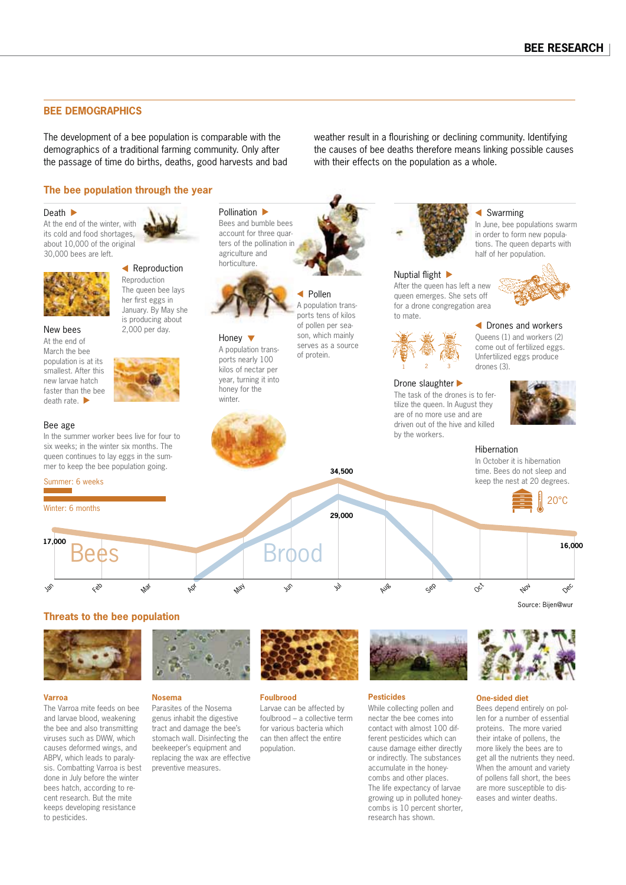## BEE DEMOGRAPHICS

The development of a bee population is comparable with the demographics of a traditional farming community. Only after the passage of time do births, deaths, good harvests and bad weather result in a flourishing or declining community. Identifying the causes of bee deaths therefore means linking possible causes with their effects on the population as a whole.

### The bee population through the year

**Death**
At the end of the winter, with its cold and food shortages, about 10,000 of the original 30,000 bees are left.

**Reproduction**
Reproduction
The queen bee lays her first eggs in January. By May she is producing about 2,000 per day.

**New bees**
At the end of March the bee population is at its smallest. After this new larvae hatch faster than the bee death rate.

**Bee age**
In the summer worker bees live for four to six weeks; in the winter six months. The queen continues to lay eggs in the summer to keep the bee population going.

Summer: 6 weeks

Winter: 6 months

**Pollination**
Bees and bumble bees account for three quarters of the pollination in agriculture and horticulture.

**Honey**
A population transports nearly 100 kilos of nectar per year, turning it into honey for the winter.

**Pollen**
A population transports tens of kilos of pollen per season, which mainly serves as a source of protein.

**Swarming**
In June, bee populations swarm in order to form new populations. The queen departs with half of her population.

**Nuptial flight**
After the queen has left a new queen emerges. She sets off for a drone congregation area to mate.

**Drones and workers**
Queens (1) and workers (2) come out of fertilized eggs. Unfertilized eggs produce drones (3).

**Drone slaughter**
The task of the drones is to fertilize the queen. In August they are of no more use and are driven out of the hive and killed by the workers.

**Hibernation**
In October it is hibernation time. Bees do not sleep and keep the nest at 20 degrees.

20°C

Bees: 17,000 (Jan) – 34,500 (Jul) – 16,000 (Dec)

Brood: 29,000 (Jul)

Jan Feb Mar Apr May Jun Jul Aug Sep Oct Nov Dec

Source: Bijen@wur

### Threats to the bee population

**Varroa**
The Varroa mite feeds on bee and larvae blood, weakening the bee and also transmitting viruses such as DWW, which causes deformed wings, and ABPV, which leads to paralysis. Combatting Varroa is best done in July before the winter bees hatch, according to recent research. But the mite keeps developing resistance to pesticides.

**Nosema**
Parasites of the Nosema genus inhabit the digestive tract and damage the bee's stomach wall. Disinfecting the beekeeper's equipment and replacing the wax are effective preventive measures.

**Foulbrood**
Larvae can be affected by foulbrood – a collective term for various bacteria which can then affect the entire population.

**Pesticides**
While collecting pollen and nectar the bee comes into contact with almost 100 different pesticides which can cause damage either directly or indirectly. The substances accumulate in the honeycombs and other places. The life expectancy of larvae growing up in polluted honeycombs is 10 percent shorter, research has shown.

**One-sided diet**
Bees depend entirely on pollen for a number of essential proteins. The more varied their intake of pollens, the more likely the bees are to get all the nutrients they need. When the amount and variety of pollens fall short, the bees are more susceptible to diseases and winter deaths.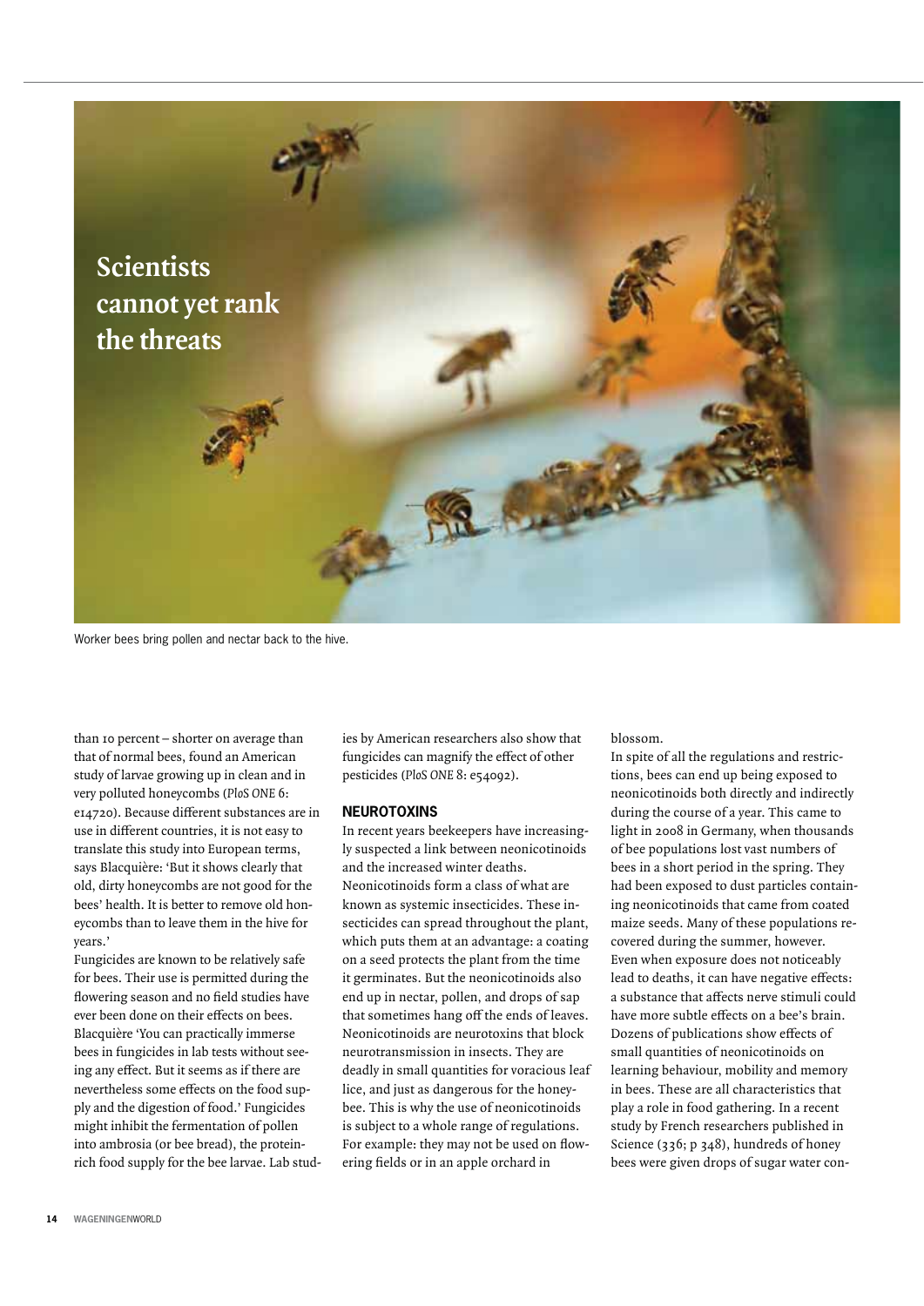Scientists cannot yet rank the threats

Worker bees bring pollen and nectar back to the hive.

than 10 percent – shorter on average than that of normal bees, found an American study of larvae growing up in clean and in very polluted honeycombs (*PloS ONE* 6: e14720). Because different substances are in use in different countries, it is not easy to translate this study into European terms, says Blacquière: 'But it shows clearly that old, dirty honeycombs are not good for the bees' health. It is better to remove old honeycombs than to leave them in the hive for years.'

Fungicides are known to be relatively safe for bees. Their use is permitted during the flowering season and no field studies have ever been done on their effects on bees. Blacquière 'You can practically immerse bees in fungicides in lab tests without seeing any effect. But it seems as if there are nevertheless some effects on the food supply and the digestion of food.' Fungicides might inhibit the fermentation of pollen into ambrosia (or bee bread), the protein-rich food supply for the bee larvae. Lab studies by American researchers also show that fungicides can magnify the effect of other pesticides (*PloS ONE* 8: e54092).

## NEUROTOXINS

In recent years beekeepers have increasingly suspected a link between neonicotinoids and the increased winter deaths. Neonicotinoids form a class of what are known as systemic insecticides. These insecticides can spread throughout the plant, which puts them at an advantage: a coating on a seed protects the plant from the time it germinates. But the neonicotinoids also end up in nectar, pollen, and drops of sap that sometimes hang off the ends of leaves. Neonicotinoids are neurotoxins that block neurotransmission in insects. They are deadly in small quantities for voracious leaf lice, and just as dangerous for the honeybee. This is why the use of neonicotinoids is subject to a whole range of regulations. For example: they may not be used on flowering fields or in an apple orchard in blossom.

In spite of all the regulations and restrictions, bees can end up being exposed to neonicotinoids both directly and indirectly during the course of a year. This came to light in 2008 in Germany, when thousands of bee populations lost vast numbers of bees in a short period in the spring. They had been exposed to dust particles containing neonicotinoids that came from coated maize seeds. Many of these populations recovered during the summer, however.

Even when exposure does not noticeably lead to deaths, it can have negative effects: a substance that affects nerve stimuli could have more subtle effects on a bee's brain. Dozens of publications show effects of small quantities of neonicotinoids on learning behaviour, mobility and memory in bees. These are all characteristics that play a role in food gathering. In a recent study by French researchers published in Science (336; p 348), hundreds of honey bees were given drops of sugar water con-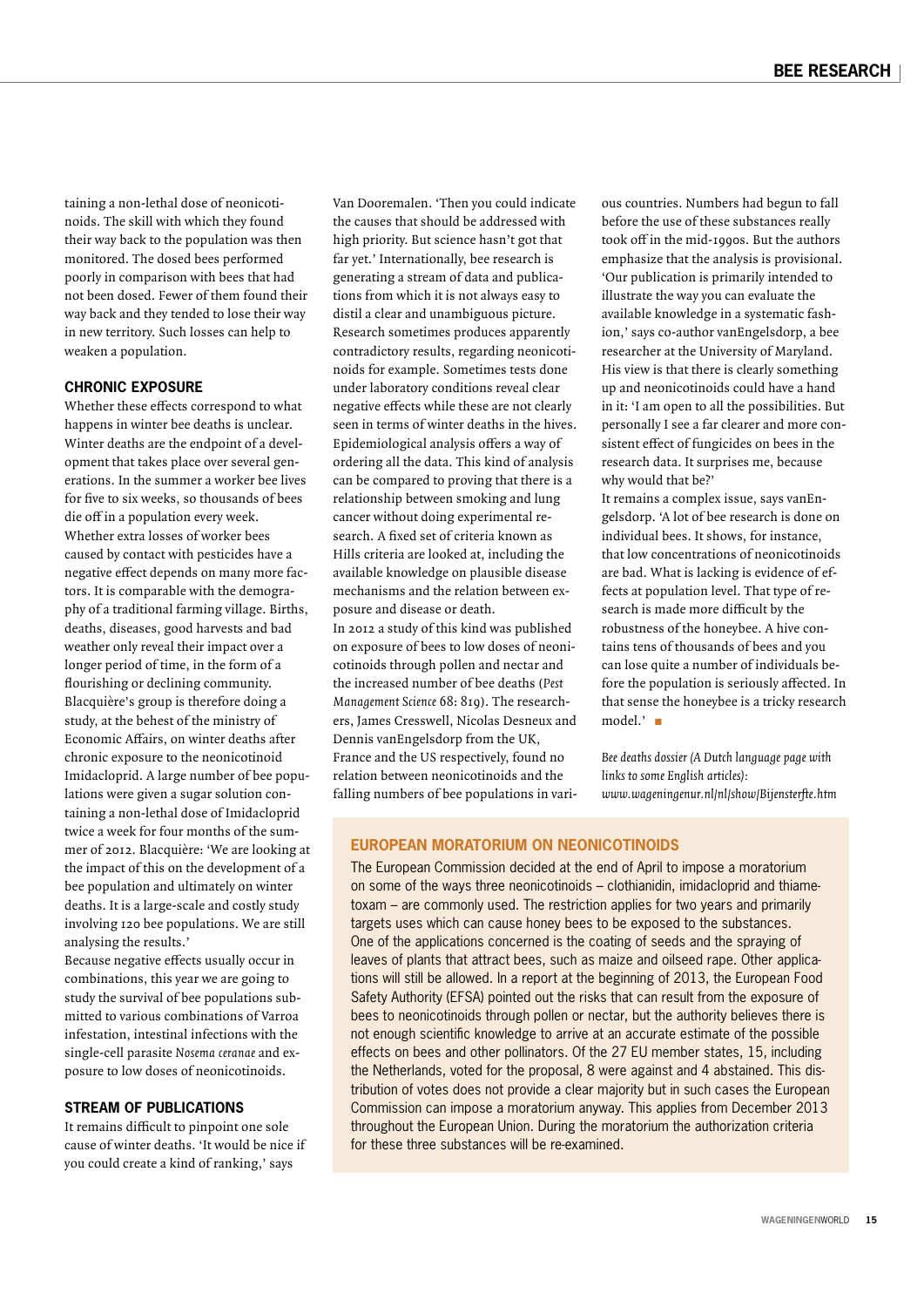taining a non-lethal dose of neonicotinoids. The skill with which they found their way back to the population was then monitored. The dosed bees performed poorly in comparison with bees that had not been dosed. Fewer of them found their way back and they tended to lose their way in new territory. Such losses can help to weaken a population.

### CHRONIC EXPOSURE

Whether these effects correspond to what happens in winter bee deaths is unclear. Winter deaths are the endpoint of a development that takes place over several generations. In the summer a worker bee lives for five to six weeks, so thousands of bees die off in a population every week. Whether extra losses of worker bees caused by contact with pesticides have a negative effect depends on many more factors. It is comparable with the demography of a traditional farming village. Births, deaths, diseases, good harvests and bad weather only reveal their impact over a longer period of time, in the form of a flourishing or declining community. Blacquière's group is therefore doing a study, at the behest of the ministry of Economic Affairs, on winter deaths after chronic exposure to the neonicotinoid Imidacloprid. A large number of bee populations were given a sugar solution containing a non-lethal dose of Imidacloprid twice a week for four months of the summer of 2012. Blacquière: 'We are looking at the impact of this on the development of a bee population and ultimately on winter deaths. It is a large-scale and costly study involving 120 bee populations. We are still analysing the results.'

Because negative effects usually occur in combinations, this year we are going to study the survival of bee populations submitted to various combinations of Varroa infestation, intestinal infections with the single-cell parasite *Nosema ceranae* and exposure to low doses of neonicotinoids.

### STREAM OF PUBLICATIONS

It remains difficult to pinpoint one sole cause of winter deaths. 'It would be nice if you could create a kind of ranking,' says Van Dooremalen. 'Then you could indicate the causes that should be addressed with high priority. But science hasn't got that far yet.' Internationally, bee research is generating a stream of data and publications from which it is not always easy to distil a clear and unambiguous picture. Research sometimes produces apparently contradictory results, regarding neonicotinoids for example. Sometimes tests done under laboratory conditions reveal clear negative effects while these are not clearly seen in terms of winter deaths in the hives. Epidemiological analysis offers a way of ordering all the data. This kind of analysis can be compared to proving that there is a relationship between smoking and lung cancer without doing experimental research. A fixed set of criteria known as Hills criteria are looked at, including the available knowledge on plausible disease mechanisms and the relation between exposure and disease or death.

In 2012 a study of this kind was published on exposure of bees to low doses of neonicotinoids through pollen and nectar and the increased number of bee deaths (*Pest Management Science* 68: 819). The researchers, James Cresswell, Nicolas Desneux and Dennis vanEngelsdorp from the UK, France and the US respectively, found no relation between neonicotinoids and the falling numbers of bee populations in various countries. Numbers had begun to fall before the use of these substances really took off in the mid-1990s. But the authors emphasize that the analysis is provisional. 'Our publication is primarily intended to illustrate the way you can evaluate the available knowledge in a systematic fashion,' says co-author vanEngelsdorp, a bee researcher at the University of Maryland. His view is that there is clearly something up and neonicotinoids could have a hand in it: 'I am open to all the possibilities. But personally I see a far clearer and more consistent effect of fungicides on bees in the research data. It surprises me, because why would that be?'

It remains a complex issue, says vanEngelsdorp. 'A lot of bee research is done on individual bees. It shows, for instance, that low concentrations of neonicotinoids are bad. What is lacking is evidence of effects at population level. That type of research is made more difficult by the robustness of the honeybee. A hive contains tens of thousands of bees and you can lose quite a number of individuals before the population is seriously affected. In that sense the honeybee is a tricky research model.' ■

*Bee deaths dossier (A Dutch language page with links to some English articles): www.wageningenur.nl/nl/show/Bijensterfte.htm*

### EUROPEAN MORATORIUM ON NEONICOTINOIDS

The European Commission decided at the end of April to impose a moratorium on some of the ways three neonicotinoids – clothianidin, imidacloprid and thiametoxam – are commonly used. The restriction applies for two years and primarily targets uses which can cause honey bees to be exposed to the substances. One of the applications concerned is the coating of seeds and the spraying of leaves of plants that attract bees, such as maize and oilseed rape. Other applications will still be allowed. In a report at the beginning of 2013, the European Food Safety Authority (EFSA) pointed out the risks that can result from the exposure of bees to neonicotinoids through pollen or nectar, but the authority believes there is not enough scientific knowledge to arrive at an accurate estimate of the possible effects on bees and other pollinators. Of the 27 EU member states, 15, including the Netherlands, voted for the proposal, 8 were against and 4 abstained. This distribution of votes does not provide a clear majority but in such cases the European Commission can impose a moratorium anyway. This applies from December 2013 throughout the European Union. During the moratorium the authorization criteria for these three substances will be re-examined.